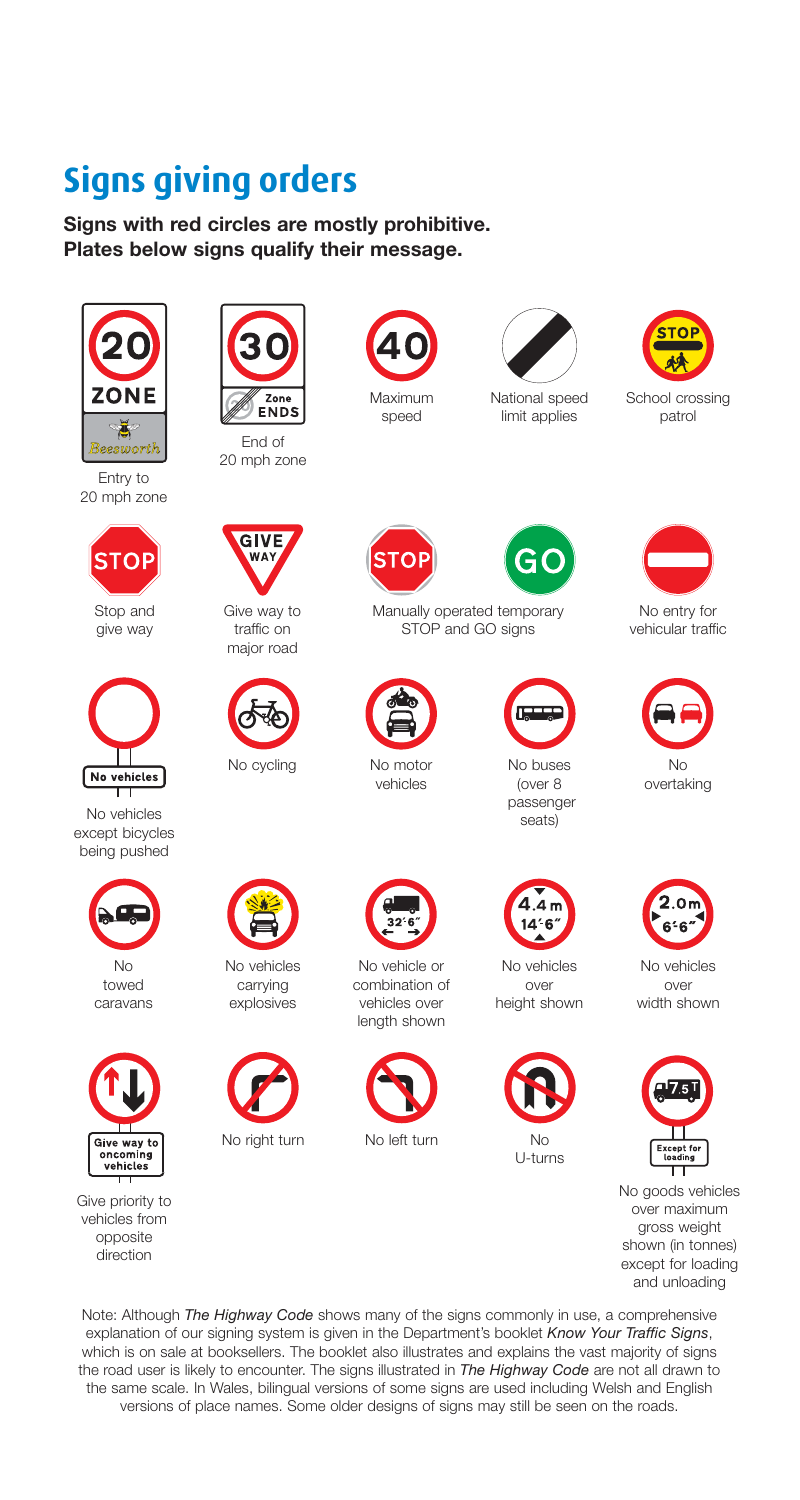# Signs giving orders

**Signs with red circles are mostly prohibitive.**
**Plates below signs qualify their message.**

20 ZONE Beesworth

Entry to 20 mph zone

30 Zone ENDS

End of 20 mph zone

40

Maximum speed

National speed limit applies

STOP

School crossing patrol

STOP

Stop and give way

GIVE WAY

Give way to traffic on major road

STOP GO

Manually operated temporary STOP and GO signs

No entry for vehicular traffic

No vehicles

No vehicles except bicycles being pushed

No cycling

No motor vehicles

No buses (over 8 passenger seats)

No overtaking

No towed caravans

No vehicles carrying explosives

32'6"

No vehicle or combination of vehicles over length shown

4.4 m 14'6"

No vehicles over height shown

2.0 m 6'6"

No vehicles over width shown

Give way to oncoming vehicles

Give priority to vehicles from opposite direction

No right turn

No left turn

No U-turns

7.5 T Except for loading

No goods vehicles over maximum gross weight shown (in tonnes) except for loading and unloading

Note: Although *The Highway Code* shows many of the signs commonly in use, a comprehensive explanation of our signing system is given in the Department's booklet *Know Your Traffic Signs*, which is on sale at booksellers. The booklet also illustrates and explains the vast majority of signs the road user is likely to encounter. The signs illustrated in *The Highway Code* are not all drawn to the same scale. In Wales, bilingual versions of some signs are used including Welsh and English versions of place names. Some older designs of signs may still be seen on the roads.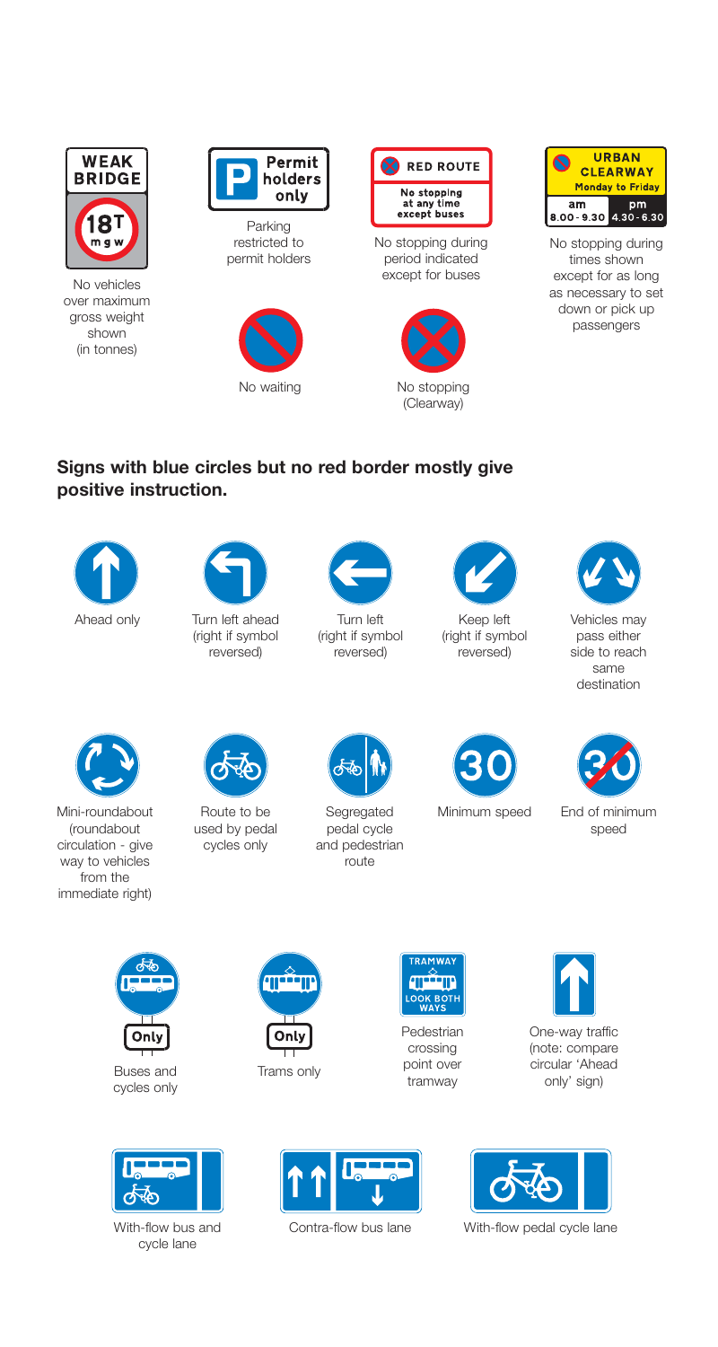WEAK BRIDGE

18T mgw

No vehicles over maximum gross weight shown (in tonnes)

Permit holders only

Parking restricted to permit holders

No waiting

RED ROUTE

No stopping at any time except buses

No stopping during period indicated except for buses

No stopping (Clearway)

URBAN CLEARWAY

Monday to Friday

am 8.00 - 9.30 pm 4.30 - 6.30

No stopping during times shown except for as long as necessary to set down or pick up passengers

**Signs with blue circles but no red border mostly give positive instruction.**

Ahead only

Turn left ahead (right if symbol reversed)

Turn left (right if symbol reversed)

Keep left (right if symbol reversed)

Vehicles may pass either side to reach same destination

Mini-roundabout (roundabout circulation - give way to vehicles from the immediate right)

Route to be used by pedal cycles only

Segregated pedal cycle and pedestrian route

30

Minimum speed

30

End of minimum speed

Only

Buses and cycles only

Only

Trams only

TRAMWAY LOOK BOTH WAYS

Pedestrian crossing point over tramway

One-way traffic (note: compare circular 'Ahead only' sign)

With-flow bus and cycle lane

Contra-flow bus lane

With-flow pedal cycle lane